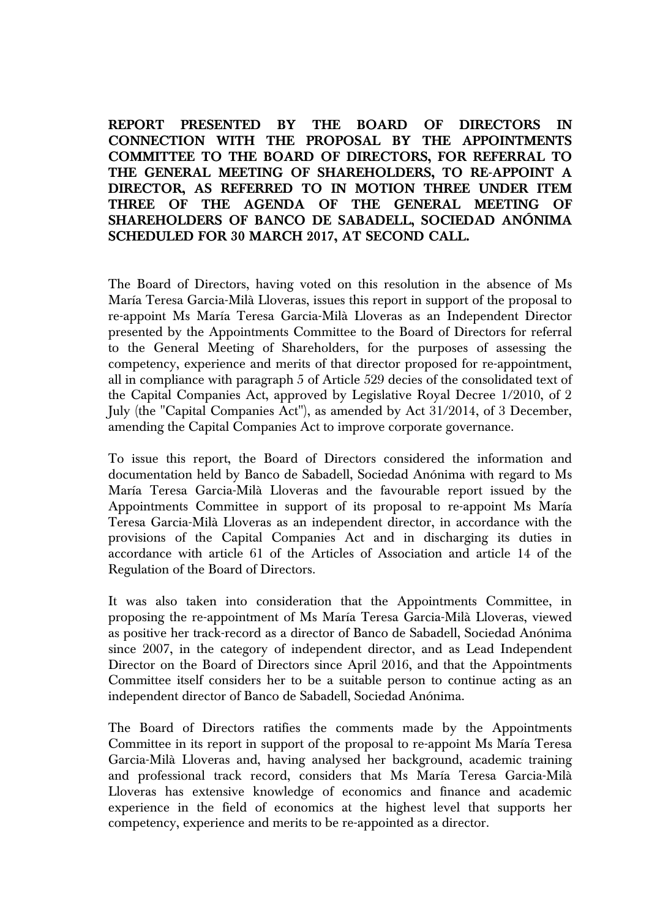**REPORT PRESENTED BY THE BOARD OF DIRECTORS IN CONNECTION WITH THE PROPOSAL BY THE APPOINTMENTS COMMITTEE TO THE BOARD OF DIRECTORS, FOR REFERRAL TO THE GENERAL MEETING OF SHAREHOLDERS, TO RE-APPOINT A DIRECTOR, AS REFERRED TO IN MOTION THREE UNDER ITEM THREE OF THE AGENDA OF THE GENERAL MEETING OF SHAREHOLDERS OF BANCO DE SABADELL, SOCIEDAD ANÓNIMA SCHEDULED FOR 30 MARCH 2017, AT SECOND CALL.**

The Board of Directors, having voted on this resolution in the absence of Ms María Teresa Garcia-Milà Lloveras, issues this report in support of the proposal to re-appoint Ms María Teresa Garcia-Milà Lloveras as an Independent Director presented by the Appointments Committee to the Board of Directors for referral to the General Meeting of Shareholders, for the purposes of assessing the competency, experience and merits of that director proposed for re-appointment, all in compliance with paragraph 5 of Article 529 decies of the consolidated text of the Capital Companies Act, approved by Legislative Royal Decree 1/2010, of 2 July (the "Capital Companies Act"), as amended by Act 31/2014, of 3 December, amending the Capital Companies Act to improve corporate governance.

To issue this report, the Board of Directors considered the information and documentation held by Banco de Sabadell, Sociedad Anónima with regard to Ms María Teresa Garcia-Milà Lloveras and the favourable report issued by the Appointments Committee in support of its proposal to re-appoint Ms María Teresa Garcia-Milà Lloveras as an independent director, in accordance with the provisions of the Capital Companies Act and in discharging its duties in accordance with article 61 of the Articles of Association and article 14 of the Regulation of the Board of Directors.

It was also taken into consideration that the Appointments Committee, in proposing the re-appointment of Ms María Teresa Garcia-Milà Lloveras, viewed as positive her track-record as a director of Banco de Sabadell, Sociedad Anónima since 2007, in the category of independent director, and as Lead Independent Director on the Board of Directors since April 2016, and that the Appointments Committee itself considers her to be a suitable person to continue acting as an independent director of Banco de Sabadell, Sociedad Anónima.

The Board of Directors ratifies the comments made by the Appointments Committee in its report in support of the proposal to re-appoint Ms María Teresa Garcia-Milà Lloveras and, having analysed her background, academic training and professional track record, considers that Ms María Teresa Garcia-Milà Lloveras has extensive knowledge of economics and finance and academic experience in the field of economics at the highest level that supports her competency, experience and merits to be re-appointed as a director.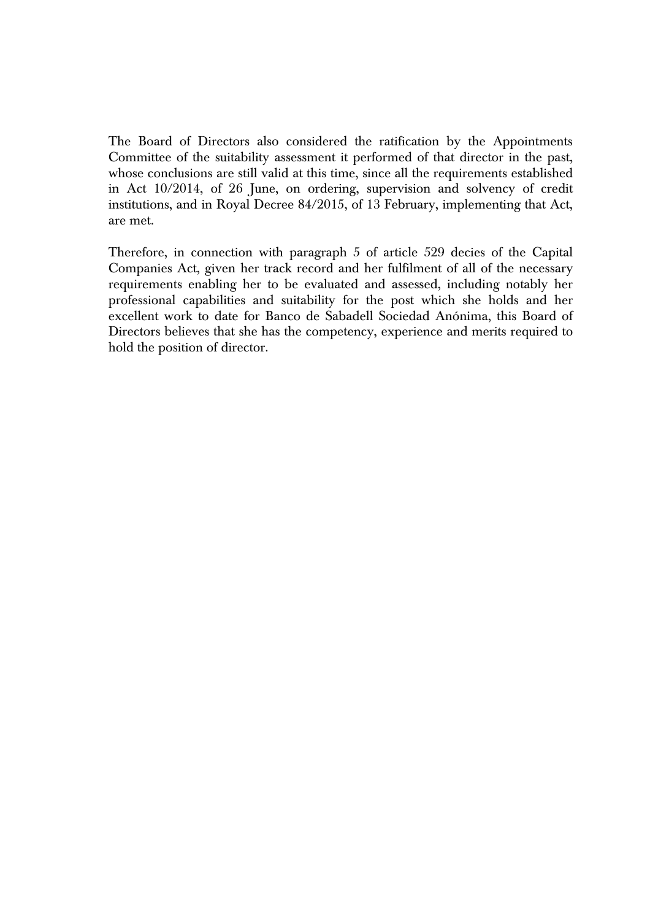The Board of Directors also considered the ratification by the Appointments Committee of the suitability assessment it performed of that director in the past, whose conclusions are still valid at this time, since all the requirements established in Act 10/2014, of 26 June, on ordering, supervision and solvency of credit institutions, and in Royal Decree 84/2015, of 13 February, implementing that Act, are met.

Therefore, in connection with paragraph 5 of article 529 decies of the Capital Companies Act, given her track record and her fulfilment of all of the necessary requirements enabling her to be evaluated and assessed, including notably her professional capabilities and suitability for the post which she holds and her excellent work to date for Banco de Sabadell Sociedad Anónima, this Board of Directors believes that she has the competency, experience and merits required to hold the position of director.